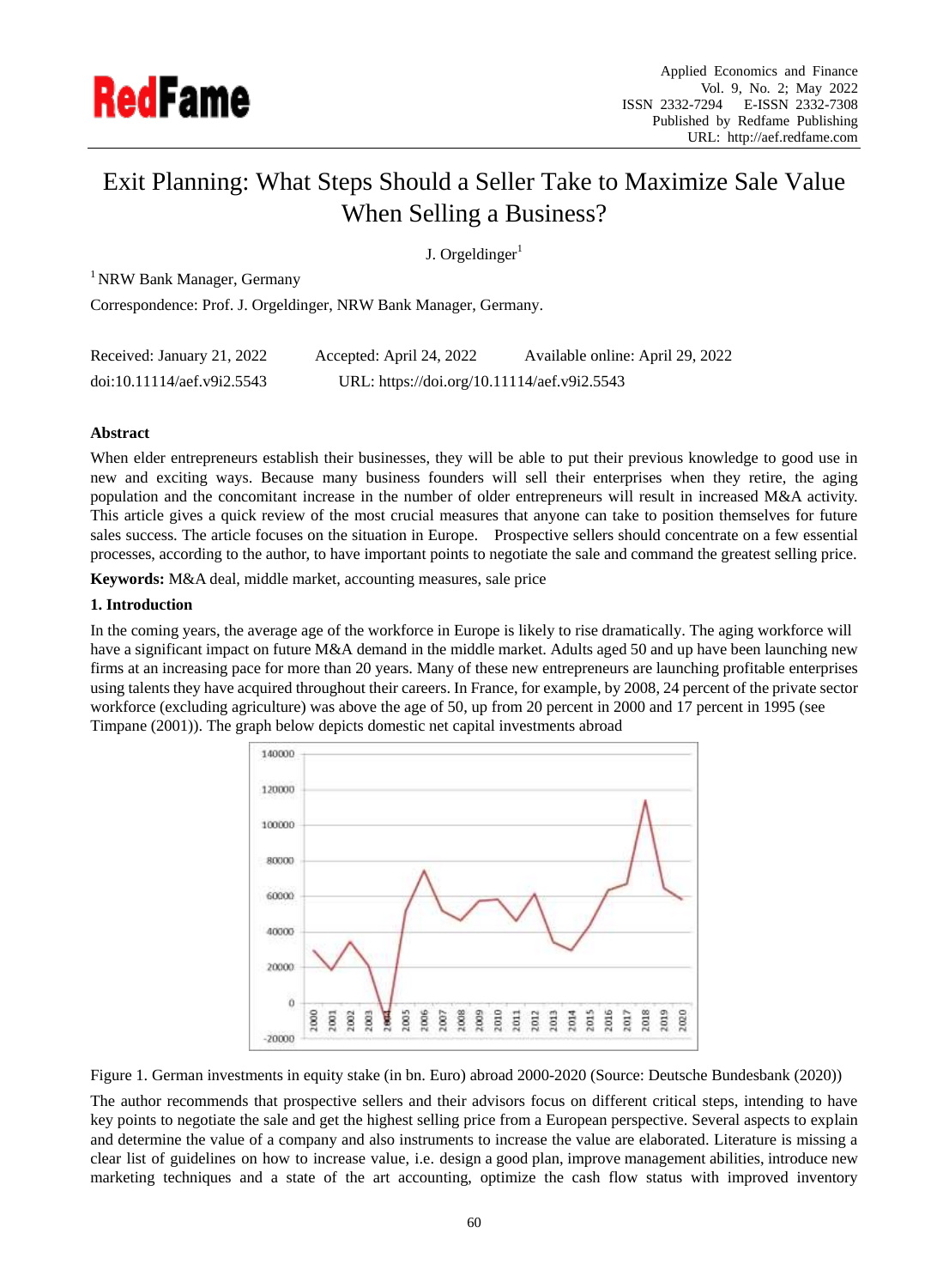# Exit Planning: What Steps Should a Seller Take to Maximize Sale Value When Selling a Business?

J. Orgeldinger[1]

[1] NRW Bank Manager, Germany

Correspondence: Prof. J. Orgeldinger, NRW Bank Manager, Germany.

Received: January 21, 2022  Accepted: April 24, 2022  Available online: April 29, 2022

doi:10.11114/aef.v9i2.5543  URL: https://doi.org/10.11114/aef.v9i2.5543

## Abstract

When elder entrepreneurs establish their businesses, they will be able to put their previous knowledge to good use in new and exciting ways. Because many business founders will sell their enterprises when they retire, the aging population and the concomitant increase in the number of older entrepreneurs will result in increased M&A activity. This article gives a quick review of the most crucial measures that anyone can take to position themselves for future sales success. The article focuses on the situation in Europe. Prospective sellers should concentrate on a few essential processes, according to the author, to have important points to negotiate the sale and command the greatest selling price.

**Keywords:** M&A deal, middle market, accounting measures, sale price

## 1. Introduction

In the coming years, the average age of the workforce in Europe is likely to rise dramatically. The aging workforce will have a significant impact on future M&A demand in the middle market. Adults aged 50 and up have been launching new firms at an increasing pace for more than 20 years. Many of these new entrepreneurs are launching profitable enterprises using talents they have acquired throughout their careers. In France, for example, by 2008, 24 percent of the private sector workforce (excluding agriculture) was above the age of 50, up from 20 percent in 2000 and 17 percent in 1995 (see Timpane (2001)). The graph below depicts domestic net capital investments abroad

Figure 1. German investments in equity stake (in bn. Euro) abroad 2000-2020 (Source: Deutsche Bundesbank (2020))

The author recommends that prospective sellers and their advisors focus on different critical steps, intending to have key points to negotiate the sale and get the highest selling price from a European perspective. Several aspects to explain and determine the value of a company and also instruments to increase the value are elaborated. Literature is missing a clear list of guidelines on how to increase value, i.e. design a good plan, improve management abilities, introduce new marketing techniques and a state of the art accounting, optimize the cash flow status with improved inventory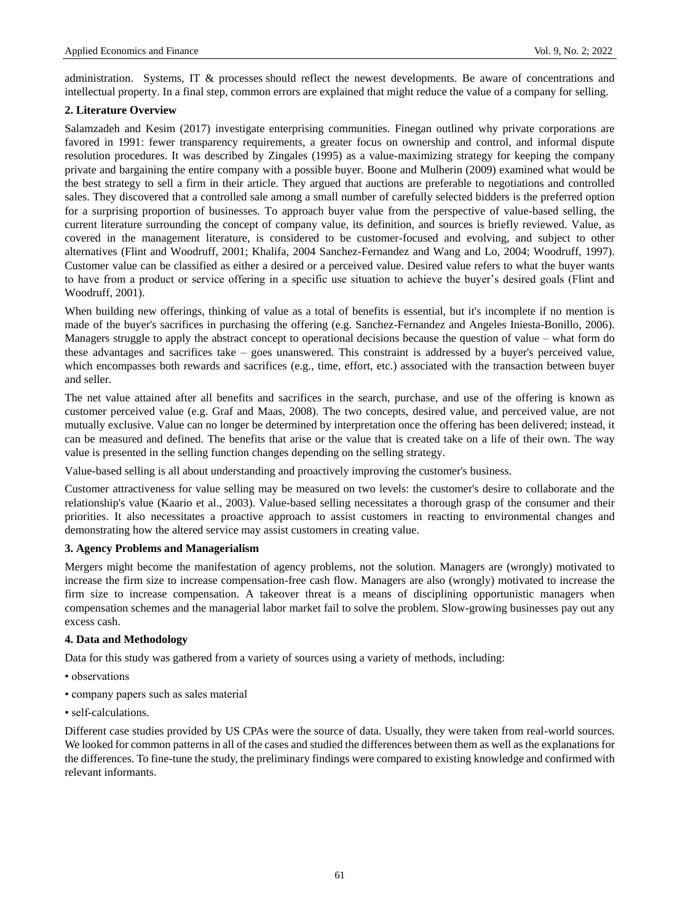administration. Systems, IT & processes should reflect the newest developments. Be aware of concentrations and intellectual property. In a final step, common errors are explained that might reduce the value of a company for selling.

## 2. Literature Overview

Salamzadeh and Kesim (2017) investigate enterprising communities. Finegan outlined why private corporations are favored in 1991: fewer transparency requirements, a greater focus on ownership and control, and informal dispute resolution procedures. It was described by Zingales (1995) as a value-maximizing strategy for keeping the company private and bargaining the entire company with a possible buyer. Boone and Mulherin (2009) examined what would be the best strategy to sell a firm in their article. They argued that auctions are preferable to negotiations and controlled sales. They discovered that a controlled sale among a small number of carefully selected bidders is the preferred option for a surprising proportion of businesses. To approach buyer value from the perspective of value-based selling, the current literature surrounding the concept of company value, its definition, and sources is briefly reviewed. Value, as covered in the management literature, is considered to be customer-focused and evolving, and subject to other alternatives (Flint and Woodruff, 2001; Khalifa, 2004 Sanchez-Fernandez and Wang and Lo, 2004; Woodruff, 1997). Customer value can be classified as either a desired or a perceived value. Desired value refers to what the buyer wants to have from a product or service offering in a specific use situation to achieve the buyer's desired goals (Flint and Woodruff, 2001).

When building new offerings, thinking of value as a total of benefits is essential, but it's incomplete if no mention is made of the buyer's sacrifices in purchasing the offering (e.g. Sanchez-Fernandez and Angeles Iniesta-Bonillo, 2006). Managers struggle to apply the abstract concept to operational decisions because the question of value – what form do these advantages and sacrifices take – goes unanswered. This constraint is addressed by a buyer's perceived value, which encompasses both rewards and sacrifices (e.g., time, effort, etc.) associated with the transaction between buyer and seller.

The net value attained after all benefits and sacrifices in the search, purchase, and use of the offering is known as customer perceived value (e.g. Graf and Maas, 2008). The two concepts, desired value, and perceived value, are not mutually exclusive. Value can no longer be determined by interpretation once the offering has been delivered; instead, it can be measured and defined. The benefits that arise or the value that is created take on a life of their own. The way value is presented in the selling function changes depending on the selling strategy.

Value-based selling is all about understanding and proactively improving the customer's business.

Customer attractiveness for value selling may be measured on two levels: the customer's desire to collaborate and the relationship's value (Kaario et al., 2003). Value-based selling necessitates a thorough grasp of the consumer and their priorities. It also necessitates a proactive approach to assist customers in reacting to environmental changes and demonstrating how the altered service may assist customers in creating value.

## 3. Agency Problems and Managerialism

Mergers might become the manifestation of agency problems, not the solution. Managers are (wrongly) motivated to increase the firm size to increase compensation-free cash flow. Managers are also (wrongly) motivated to increase the firm size to increase compensation. A takeover threat is a means of disciplining opportunistic managers when compensation schemes and the managerial labor market fail to solve the problem. Slow-growing businesses pay out any excess cash.

## 4. Data and Methodology

Data for this study was gathered from a variety of sources using a variety of methods, including:

- observations
- company papers such as sales material
- self-calculations.

Different case studies provided by US CPAs were the source of data. Usually, they were taken from real-world sources. We looked for common patterns in all of the cases and studied the differences between them as well as the explanations for the differences. To fine-tune the study, the preliminary findings were compared to existing knowledge and confirmed with relevant informants.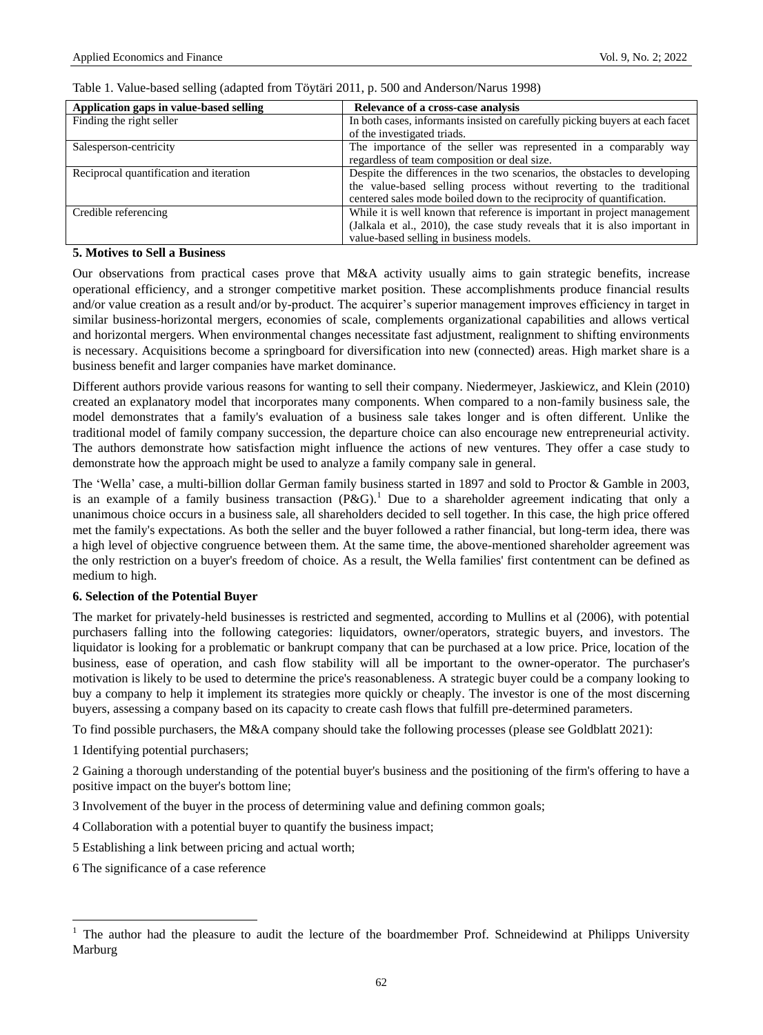Table 1. Value-based selling (adapted from Töytäri 2011, p. 500 and Anderson/Narus 1998)

| Application gaps in value-based selling | Relevance of a cross-case analysis |
|---|---|
| Finding the right seller | In both cases, informants insisted on carefully picking buyers at each facet of the investigated triads. |
| Salesperson-centricity | The importance of the seller was represented in a comparably way regardless of team composition or deal size. |
| Reciprocal quantification and iteration | Despite the differences in the two scenarios, the obstacles to developing the value-based selling process without reverting to the traditional centered sales mode boiled down to the reciprocity of quantification. |
| Credible referencing | While it is well known that reference is important in project management (Jalkala et al., 2010), the case study reveals that it is also important in value-based selling in business models. |

## 5. Motives to Sell a Business

Our observations from practical cases prove that M&A activity usually aims to gain strategic benefits, increase operational efficiency, and a stronger competitive market position. These accomplishments produce financial results and/or value creation as a result and/or by-product. The acquirer's superior management improves efficiency in target in similar business-horizontal mergers, economies of scale, complements organizational capabilities and allows vertical and horizontal mergers. When environmental changes necessitate fast adjustment, realignment to shifting environments is necessary. Acquisitions become a springboard for diversification into new (connected) areas. High market share is a business benefit and larger companies have market dominance.

Different authors provide various reasons for wanting to sell their company. Niedermeyer, Jaskiewicz, and Klein (2010) created an explanatory model that incorporates many components. When compared to a non-family business sale, the model demonstrates that a family's evaluation of a business sale takes longer and is often different. Unlike the traditional model of family company succession, the departure choice can also encourage new entrepreneurial activity. The authors demonstrate how satisfaction might influence the actions of new ventures. They offer a case study to demonstrate how the approach might be used to analyze a family company sale in general.

The 'Wella' case, a multi-billion dollar German family business started in 1897 and sold to Proctor & Gamble in 2003, is an example of a family business transaction (P&G).[1] Due to a shareholder agreement indicating that only a unanimous choice occurs in a business sale, all shareholders decided to sell together. In this case, the high price offered met the family's expectations. As both the seller and the buyer followed a rather financial, but long-term idea, there was a high level of objective congruence between them. At the same time, the above-mentioned shareholder agreement was the only restriction on a buyer's freedom of choice. As a result, the Wella families' first contentment can be defined as medium to high.

## 6. Selection of the Potential Buyer

The market for privately-held businesses is restricted and segmented, according to Mullins et al (2006), with potential purchasers falling into the following categories: liquidators, owner/operators, strategic buyers, and investors. The liquidator is looking for a problematic or bankrupt company that can be purchased at a low price. Price, location of the business, ease of operation, and cash flow stability will all be important to the owner-operator. The purchaser's motivation is likely to be used to determine the price's reasonableness. A strategic buyer could be a company looking to buy a company to help it implement its strategies more quickly or cheaply. The investor is one of the most discerning buyers, assessing a company based on its capacity to create cash flows that fulfill pre-determined parameters.

To find possible purchasers, the M&A company should take the following processes (please see Goldblatt 2021):

1 Identifying potential purchasers;

2 Gaining a thorough understanding of the potential buyer's business and the positioning of the firm's offering to have a positive impact on the buyer's bottom line;

3 Involvement of the buyer in the process of determining value and defining common goals;

4 Collaboration with a potential buyer to quantify the business impact;

5 Establishing a link between pricing and actual worth;

6 The significance of a case reference

---

[1] The author had the pleasure to audit the lecture of the boardmember Prof. Schneidewind at Philipps University Marburg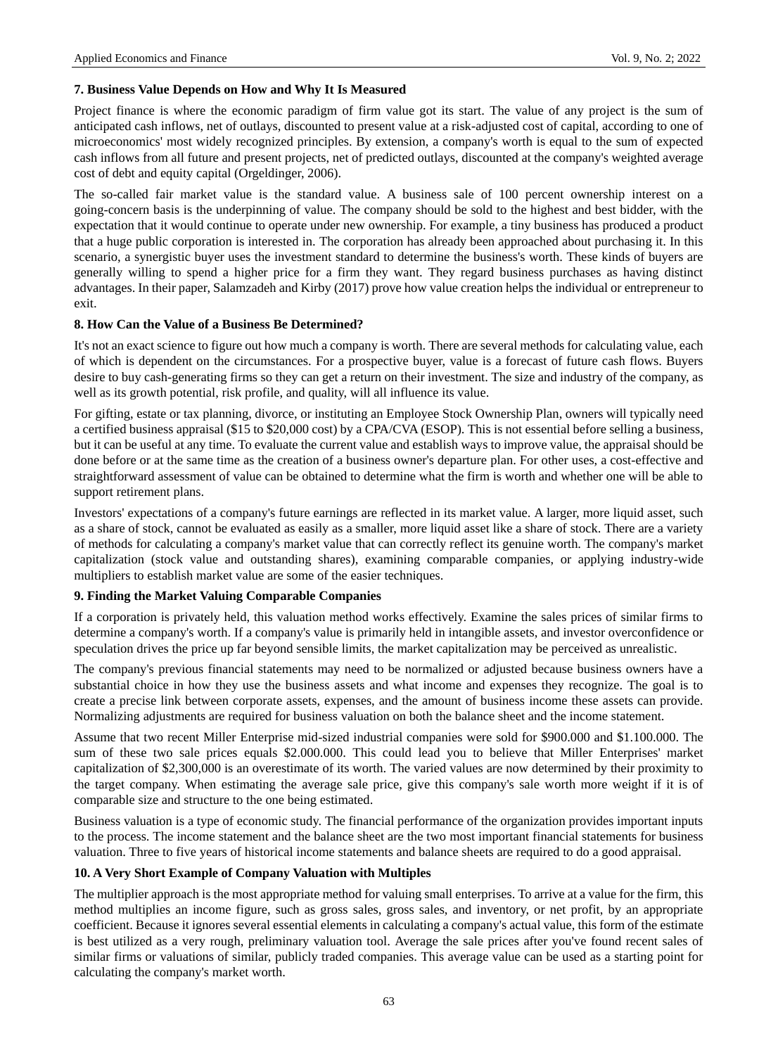### 7. Business Value Depends on How and Why It Is Measured

Project finance is where the economic paradigm of firm value got its start. The value of any project is the sum of anticipated cash inflows, net of outlays, discounted to present value at a risk-adjusted cost of capital, according to one of microeconomics' most widely recognized principles. By extension, a company's worth is equal to the sum of expected cash inflows from all future and present projects, net of predicted outlays, discounted at the company's weighted average cost of debt and equity capital (Orgeldinger, 2006).

The so-called fair market value is the standard value. A business sale of 100 percent ownership interest on a going-concern basis is the underpinning of value. The company should be sold to the highest and best bidder, with the expectation that it would continue to operate under new ownership. For example, a tiny business has produced a product that a huge public corporation is interested in. The corporation has already been approached about purchasing it. In this scenario, a synergistic buyer uses the investment standard to determine the business's worth. These kinds of buyers are generally willing to spend a higher price for a firm they want. They regard business purchases as having distinct advantages. In their paper, Salamzadeh and Kirby (2017) prove how value creation helps the individual or entrepreneur to exit.

### 8. How Can the Value of a Business Be Determined?

It's not an exact science to figure out how much a company is worth. There are several methods for calculating value, each of which is dependent on the circumstances. For a prospective buyer, value is a forecast of future cash flows. Buyers desire to buy cash-generating firms so they can get a return on their investment. The size and industry of the company, as well as its growth potential, risk profile, and quality, will all influence its value.

For gifting, estate or tax planning, divorce, or instituting an Employee Stock Ownership Plan, owners will typically need a certified business appraisal ($15 to $20,000 cost) by a CPA/CVA (ESOP). This is not essential before selling a business, but it can be useful at any time. To evaluate the current value and establish ways to improve value, the appraisal should be done before or at the same time as the creation of a business owner's departure plan. For other uses, a cost-effective and straightforward assessment of value can be obtained to determine what the firm is worth and whether one will be able to support retirement plans.

Investors' expectations of a company's future earnings are reflected in its market value. A larger, more liquid asset, such as a share of stock, cannot be evaluated as easily as a smaller, more liquid asset like a share of stock. There are a variety of methods for calculating a company's market value that can correctly reflect its genuine worth. The company's market capitalization (stock value and outstanding shares), examining comparable companies, or applying industry-wide multipliers to establish market value are some of the easier techniques.

### 9. Finding the Market Valuing Comparable Companies

If a corporation is privately held, this valuation method works effectively. Examine the sales prices of similar firms to determine a company's worth. If a company's value is primarily held in intangible assets, and investor overconfidence or speculation drives the price up far beyond sensible limits, the market capitalization may be perceived as unrealistic.

The company's previous financial statements may need to be normalized or adjusted because business owners have a substantial choice in how they use the business assets and what income and expenses they recognize. The goal is to create a precise link between corporate assets, expenses, and the amount of business income these assets can provide. Normalizing adjustments are required for business valuation on both the balance sheet and the income statement.

Assume that two recent Miller Enterprise mid-sized industrial companies were sold for $900.000 and $1.100.000. The sum of these two sale prices equals $2.000.000. This could lead you to believe that Miller Enterprises' market capitalization of $2,300,000 is an overestimate of its worth. The varied values are now determined by their proximity to the target company. When estimating the average sale price, give this company's sale worth more weight if it is of comparable size and structure to the one being estimated.

Business valuation is a type of economic study. The financial performance of the organization provides important inputs to the process. The income statement and the balance sheet are the two most important financial statements for business valuation. Three to five years of historical income statements and balance sheets are required to do a good appraisal.

### 10. A Very Short Example of Company Valuation with Multiples

The multiplier approach is the most appropriate method for valuing small enterprises. To arrive at a value for the firm, this method multiplies an income figure, such as gross sales, gross sales, and inventory, or net profit, by an appropriate coefficient. Because it ignores several essential elements in calculating a company's actual value, this form of the estimate is best utilized as a very rough, preliminary valuation tool. Average the sale prices after you've found recent sales of similar firms or valuations of similar, publicly traded companies. This average value can be used as a starting point for calculating the company's market worth.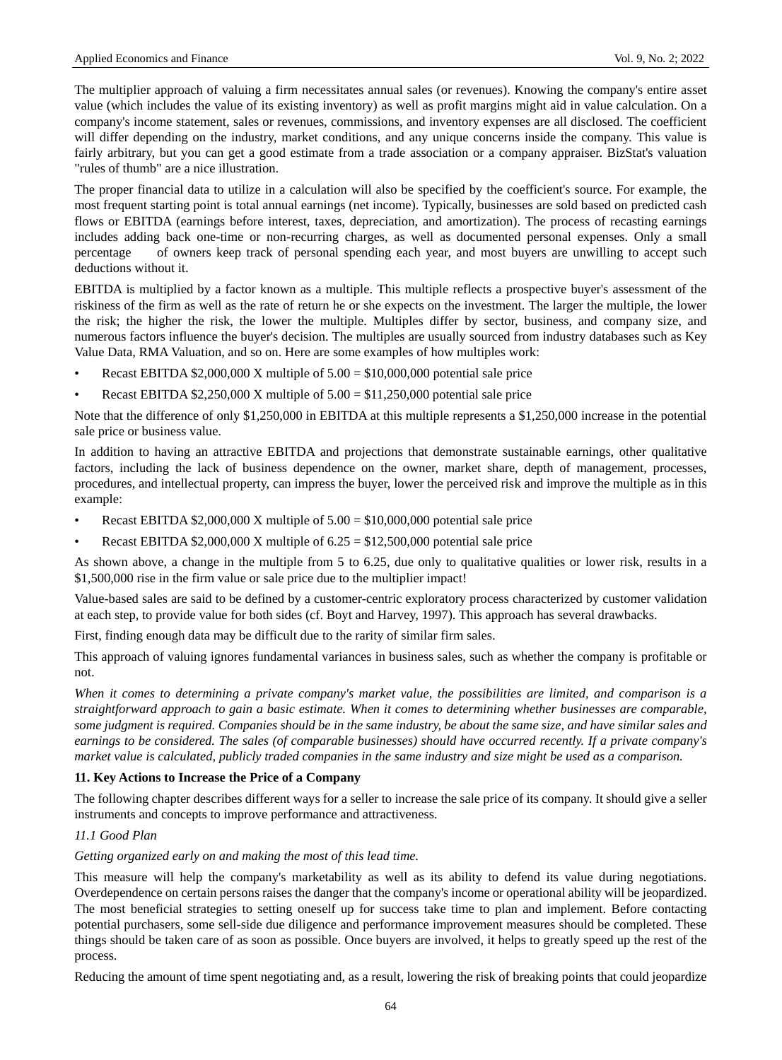The multiplier approach of valuing a firm necessitates annual sales (or revenues). Knowing the company's entire asset value (which includes the value of its existing inventory) as well as profit margins might aid in value calculation. On a company's income statement, sales or revenues, commissions, and inventory expenses are all disclosed. The coefficient will differ depending on the industry, market conditions, and any unique concerns inside the company. This value is fairly arbitrary, but you can get a good estimate from a trade association or a company appraiser. BizStat's valuation "rules of thumb" are a nice illustration.

The proper financial data to utilize in a calculation will also be specified by the coefficient's source. For example, the most frequent starting point is total annual earnings (net income). Typically, businesses are sold based on predicted cash flows or EBITDA (earnings before interest, taxes, depreciation, and amortization). The process of recasting earnings includes adding back one-time or non-recurring charges, as well as documented personal expenses. Only a small percentage of owners keep track of personal spending each year, and most buyers are unwilling to accept such deductions without it.

EBITDA is multiplied by a factor known as a multiple. This multiple reflects a prospective buyer's assessment of the riskiness of the firm as well as the rate of return he or she expects on the investment. The larger the multiple, the lower the risk; the higher the risk, the lower the multiple. Multiples differ by sector, business, and company size, and numerous factors influence the buyer's decision. The multiples are usually sourced from industry databases such as Key Value Data, RMA Valuation, and so on. Here are some examples of how multiples work:

- Recast EBITDA $2,000,000 X multiple of 5.00 = $10,000,000 potential sale price
- Recast EBITDA $2,250,000 X multiple of 5.00 = $11,250,000 potential sale price

Note that the difference of only $1,250,000 in EBITDA at this multiple represents a $1,250,000 increase in the potential sale price or business value.

In addition to having an attractive EBITDA and projections that demonstrate sustainable earnings, other qualitative factors, including the lack of business dependence on the owner, market share, depth of management, processes, procedures, and intellectual property, can impress the buyer, lower the perceived risk and improve the multiple as in this example:

- Recast EBITDA $2,000,000 X multiple of 5.00 = $10,000,000 potential sale price
- Recast EBITDA $2,000,000 X multiple of 6.25 = $12,500,000 potential sale price

As shown above, a change in the multiple from 5 to 6.25, due only to qualitative qualities or lower risk, results in a $1,500,000 rise in the firm value or sale price due to the multiplier impact!

Value-based sales are said to be defined by a customer-centric exploratory process characterized by customer validation at each step, to provide value for both sides (cf. Boyt and Harvey, 1997). This approach has several drawbacks.

First, finding enough data may be difficult due to the rarity of similar firm sales.

This approach of valuing ignores fundamental variances in business sales, such as whether the company is profitable or not.

*When it comes to determining a private company's market value, the possibilities are limited, and comparison is a straightforward approach to gain a basic estimate. When it comes to determining whether businesses are comparable, some judgment is required. Companies should be in the same industry, be about the same size, and have similar sales and earnings to be considered. The sales (of comparable businesses) should have occurred recently. If a private company's market value is calculated, publicly traded companies in the same industry and size might be used as a comparison.*

## 11. Key Actions to Increase the Price of a Company

The following chapter describes different ways for a seller to increase the sale price of its company. It should give a seller instruments and concepts to improve performance and attractiveness.

### *11.1 Good Plan*

*Getting organized early on and making the most of this lead time.*

This measure will help the company's marketability as well as its ability to defend its value during negotiations. Overdependence on certain persons raises the danger that the company's income or operational ability will be jeopardized. The most beneficial strategies to setting oneself up for success take time to plan and implement. Before contacting potential purchasers, some sell-side due diligence and performance improvement measures should be completed. These things should be taken care of as soon as possible. Once buyers are involved, it helps to greatly speed up the rest of the process.

Reducing the amount of time spent negotiating and, as a result, lowering the risk of breaking points that could jeopardize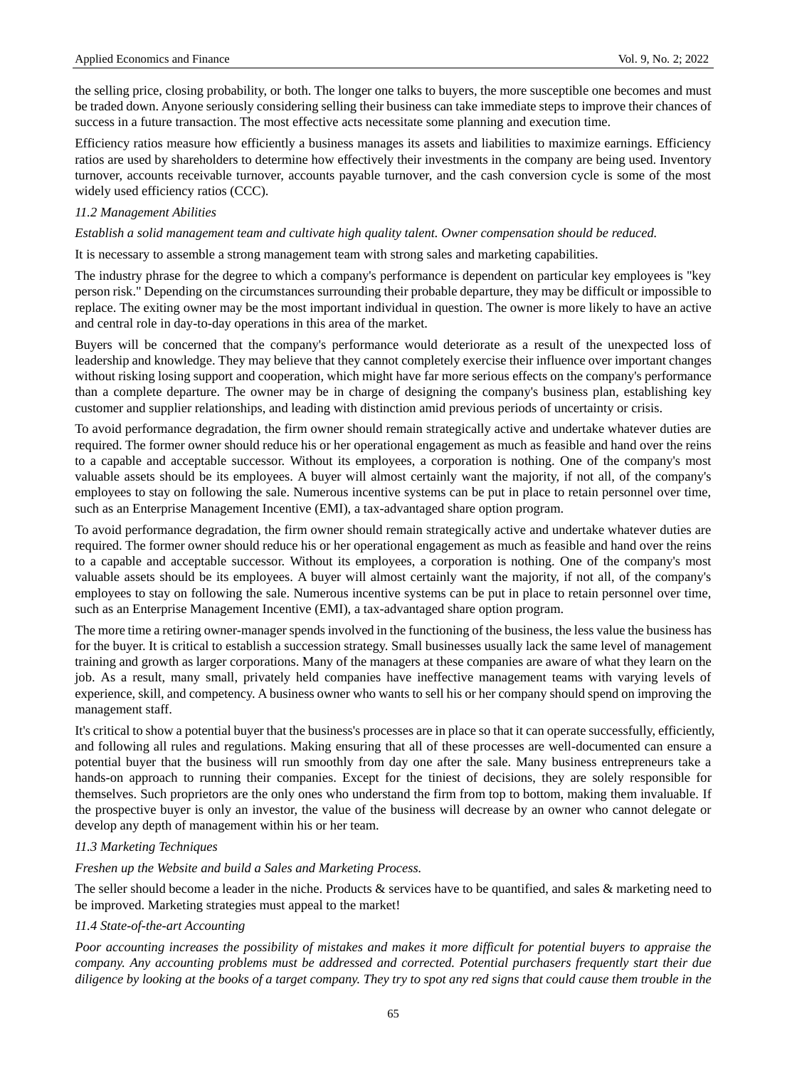the selling price, closing probability, or both. The longer one talks to buyers, the more susceptible one becomes and must be traded down. Anyone seriously considering selling their business can take immediate steps to improve their chances of success in a future transaction. The most effective acts necessitate some planning and execution time.

Efficiency ratios measure how efficiently a business manages its assets and liabilities to maximize earnings. Efficiency ratios are used by shareholders to determine how effectively their investments in the company are being used. Inventory turnover, accounts receivable turnover, accounts payable turnover, and the cash conversion cycle is some of the most widely used efficiency ratios (CCC).

### *11.2 Management Abilities*

*Establish a solid management team and cultivate high quality talent. Owner compensation should be reduced.*

It is necessary to assemble a strong management team with strong sales and marketing capabilities.

The industry phrase for the degree to which a company's performance is dependent on particular key employees is "key person risk." Depending on the circumstances surrounding their probable departure, they may be difficult or impossible to replace. The exiting owner may be the most important individual in question. The owner is more likely to have an active and central role in day-to-day operations in this area of the market.

Buyers will be concerned that the company's performance would deteriorate as a result of the unexpected loss of leadership and knowledge. They may believe that they cannot completely exercise their influence over important changes without risking losing support and cooperation, which might have far more serious effects on the company's performance than a complete departure. The owner may be in charge of designing the company's business plan, establishing key customer and supplier relationships, and leading with distinction amid previous periods of uncertainty or crisis.

To avoid performance degradation, the firm owner should remain strategically active and undertake whatever duties are required. The former owner should reduce his or her operational engagement as much as feasible and hand over the reins to a capable and acceptable successor. Without its employees, a corporation is nothing. One of the company's most valuable assets should be its employees. A buyer will almost certainly want the majority, if not all, of the company's employees to stay on following the sale. Numerous incentive systems can be put in place to retain personnel over time, such as an Enterprise Management Incentive (EMI), a tax-advantaged share option program.

To avoid performance degradation, the firm owner should remain strategically active and undertake whatever duties are required. The former owner should reduce his or her operational engagement as much as feasible and hand over the reins to a capable and acceptable successor. Without its employees, a corporation is nothing. One of the company's most valuable assets should be its employees. A buyer will almost certainly want the majority, if not all, of the company's employees to stay on following the sale. Numerous incentive systems can be put in place to retain personnel over time, such as an Enterprise Management Incentive (EMI), a tax-advantaged share option program.

The more time a retiring owner-manager spends involved in the functioning of the business, the less value the business has for the buyer. It is critical to establish a succession strategy. Small businesses usually lack the same level of management training and growth as larger corporations. Many of the managers at these companies are aware of what they learn on the job. As a result, many small, privately held companies have ineffective management teams with varying levels of experience, skill, and competency. A business owner who wants to sell his or her company should spend on improving the management staff.

It's critical to show a potential buyer that the business's processes are in place so that it can operate successfully, efficiently, and following all rules and regulations. Making ensuring that all of these processes are well-documented can ensure a potential buyer that the business will run smoothly from day one after the sale. Many business entrepreneurs take a hands-on approach to running their companies. Except for the tiniest of decisions, they are solely responsible for themselves. Such proprietors are the only ones who understand the firm from top to bottom, making them invaluable. If the prospective buyer is only an investor, the value of the business will decrease by an owner who cannot delegate or develop any depth of management within his or her team.

### *11.3 Marketing Techniques*

*Freshen up the Website and build a Sales and Marketing Process.*

The seller should become a leader in the niche. Products & services have to be quantified, and sales & marketing need to be improved. Marketing strategies must appeal to the market!

### *11.4 State-of-the-art Accounting*

*Poor accounting increases the possibility of mistakes and makes it more difficult for potential buyers to appraise the company. Any accounting problems must be addressed and corrected. Potential purchasers frequently start their due diligence by looking at the books of a target company. They try to spot any red signs that could cause them trouble in the*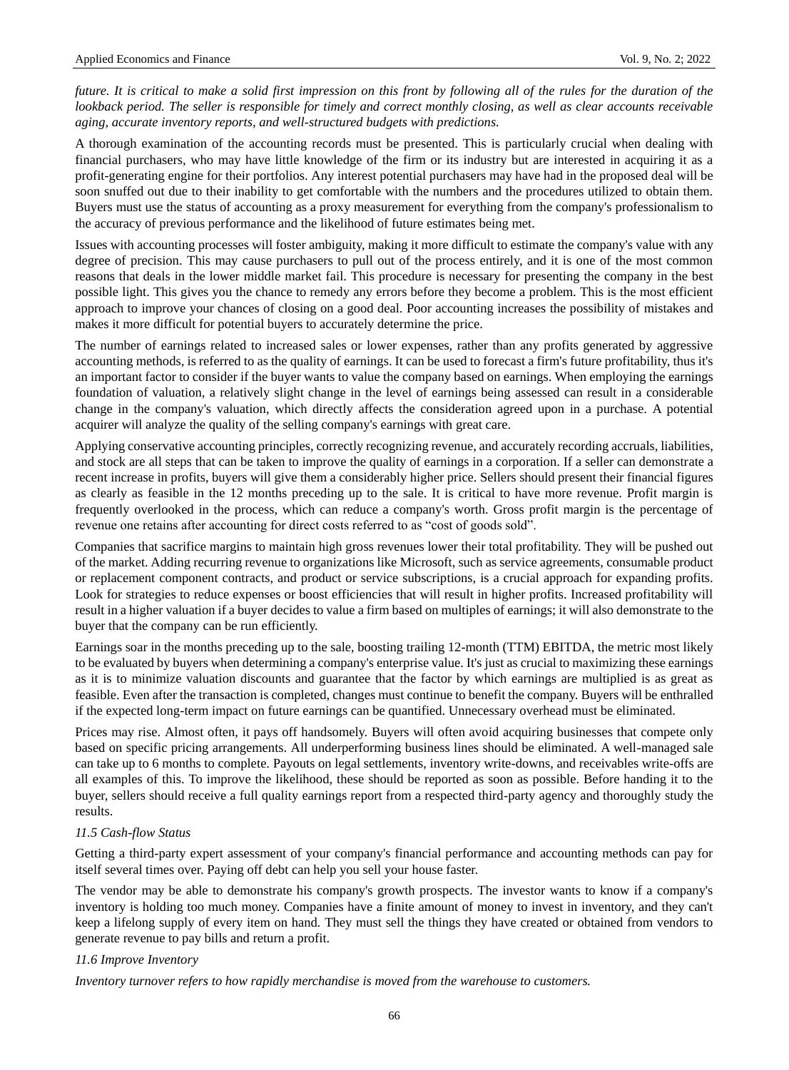*future. It is critical to make a solid first impression on this front by following all of the rules for the duration of the lookback period. The seller is responsible for timely and correct monthly closing, as well as clear accounts receivable aging, accurate inventory reports, and well-structured budgets with predictions.*

A thorough examination of the accounting records must be presented. This is particularly crucial when dealing with financial purchasers, who may have little knowledge of the firm or its industry but are interested in acquiring it as a profit-generating engine for their portfolios. Any interest potential purchasers may have had in the proposed deal will be soon snuffed out due to their inability to get comfortable with the numbers and the procedures utilized to obtain them. Buyers must use the status of accounting as a proxy measurement for everything from the company's professionalism to the accuracy of previous performance and the likelihood of future estimates being met.

Issues with accounting processes will foster ambiguity, making it more difficult to estimate the company's value with any degree of precision. This may cause purchasers to pull out of the process entirely, and it is one of the most common reasons that deals in the lower middle market fail. This procedure is necessary for presenting the company in the best possible light. This gives you the chance to remedy any errors before they become a problem. This is the most efficient approach to improve your chances of closing on a good deal. Poor accounting increases the possibility of mistakes and makes it more difficult for potential buyers to accurately determine the price.

The number of earnings related to increased sales or lower expenses, rather than any profits generated by aggressive accounting methods, is referred to as the quality of earnings. It can be used to forecast a firm's future profitability, thus it's an important factor to consider if the buyer wants to value the company based on earnings. When employing the earnings foundation of valuation, a relatively slight change in the level of earnings being assessed can result in a considerable change in the company's valuation, which directly affects the consideration agreed upon in a purchase. A potential acquirer will analyze the quality of the selling company's earnings with great care.

Applying conservative accounting principles, correctly recognizing revenue, and accurately recording accruals, liabilities, and stock are all steps that can be taken to improve the quality of earnings in a corporation. If a seller can demonstrate a recent increase in profits, buyers will give them a considerably higher price. Sellers should present their financial figures as clearly as feasible in the 12 months preceding up to the sale. It is critical to have more revenue. Profit margin is frequently overlooked in the process, which can reduce a company's worth. Gross profit margin is the percentage of revenue one retains after accounting for direct costs referred to as "cost of goods sold".

Companies that sacrifice margins to maintain high gross revenues lower their total profitability. They will be pushed out of the market. Adding recurring revenue to organizations like Microsoft, such as service agreements, consumable product or replacement component contracts, and product or service subscriptions, is a crucial approach for expanding profits. Look for strategies to reduce expenses or boost efficiencies that will result in higher profits. Increased profitability will result in a higher valuation if a buyer decides to value a firm based on multiples of earnings; it will also demonstrate to the buyer that the company can be run efficiently.

Earnings soar in the months preceding up to the sale, boosting trailing 12-month (TTM) EBITDA, the metric most likely to be evaluated by buyers when determining a company's enterprise value. It's just as crucial to maximizing these earnings as it is to minimize valuation discounts and guarantee that the factor by which earnings are multiplied is as great as feasible. Even after the transaction is completed, changes must continue to benefit the company. Buyers will be enthralled if the expected long-term impact on future earnings can be quantified. Unnecessary overhead must be eliminated.

Prices may rise. Almost often, it pays off handsomely. Buyers will often avoid acquiring businesses that compete only based on specific pricing arrangements. All underperforming business lines should be eliminated. A well-managed sale can take up to 6 months to complete. Payouts on legal settlements, inventory write-downs, and receivables write-offs are all examples of this. To improve the likelihood, these should be reported as soon as possible. Before handing it to the buyer, sellers should receive a full quality earnings report from a respected third-party agency and thoroughly study the results.

*11.5 Cash-flow Status*

Getting a third-party expert assessment of your company's financial performance and accounting methods can pay for itself several times over. Paying off debt can help you sell your house faster.

The vendor may be able to demonstrate his company's growth prospects. The investor wants to know if a company's inventory is holding too much money. Companies have a finite amount of money to invest in inventory, and they can't keep a lifelong supply of every item on hand. They must sell the things they have created or obtained from vendors to generate revenue to pay bills and return a profit.

*11.6 Improve Inventory*

*Inventory turnover refers to how rapidly merchandise is moved from the warehouse to customers.*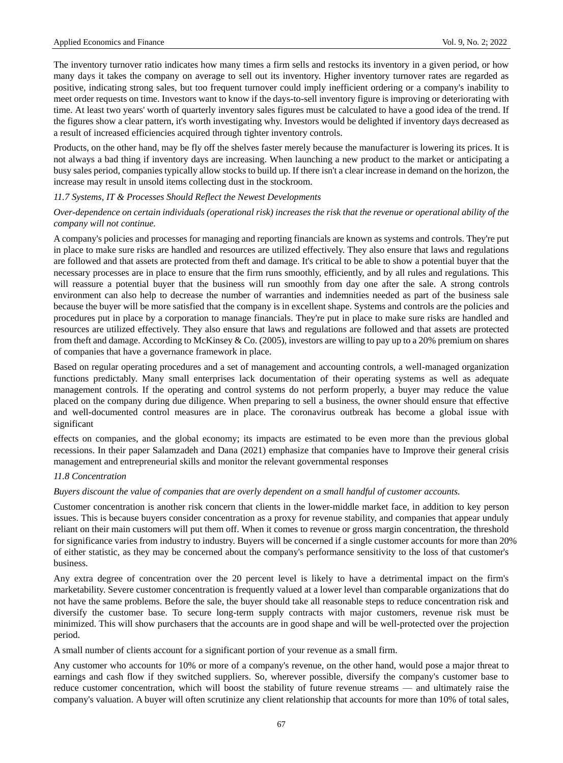The inventory turnover ratio indicates how many times a firm sells and restocks its inventory in a given period, or how many days it takes the company on average to sell out its inventory. Higher inventory turnover rates are regarded as positive, indicating strong sales, but too frequent turnover could imply inefficient ordering or a company's inability to meet order requests on time. Investors want to know if the days-to-sell inventory figure is improving or deteriorating with time. At least two years' worth of quarterly inventory sales figures must be calculated to have a good idea of the trend. If the figures show a clear pattern, it's worth investigating why. Investors would be delighted if inventory days decreased as a result of increased efficiencies acquired through tighter inventory controls.

Products, on the other hand, may be fly off the shelves faster merely because the manufacturer is lowering its prices. It is not always a bad thing if inventory days are increasing. When launching a new product to the market or anticipating a busy sales period, companies typically allow stocks to build up. If there isn't a clear increase in demand on the horizon, the increase may result in unsold items collecting dust in the stockroom.

### *11.7 Systems, IT & Processes Should Reflect the Newest Developments*

*Over-dependence on certain individuals (operational risk) increases the risk that the revenue or operational ability of the company will not continue.*

A company's policies and processes for managing and reporting financials are known as systems and controls. They're put in place to make sure risks are handled and resources are utilized effectively. They also ensure that laws and regulations are followed and that assets are protected from theft and damage. It's critical to be able to show a potential buyer that the necessary processes are in place to ensure that the firm runs smoothly, efficiently, and by all rules and regulations. This will reassure a potential buyer that the business will run smoothly from day one after the sale. A strong controls environment can also help to decrease the number of warranties and indemnities needed as part of the business sale because the buyer will be more satisfied that the company is in excellent shape. Systems and controls are the policies and procedures put in place by a corporation to manage financials. They're put in place to make sure risks are handled and resources are utilized effectively. They also ensure that laws and regulations are followed and that assets are protected from theft and damage. According to McKinsey & Co. (2005), investors are willing to pay up to a 20% premium on shares of companies that have a governance framework in place.

Based on regular operating procedures and a set of management and accounting controls, a well-managed organization functions predictably. Many small enterprises lack documentation of their operating systems as well as adequate management controls. If the operating and control systems do not perform properly, a buyer may reduce the value placed on the company during due diligence. When preparing to sell a business, the owner should ensure that effective and well-documented control measures are in place. The coronavirus outbreak has become a global issue with significant effects on companies, and the global economy; its impacts are estimated to be even more than the previous global recessions. In their paper Salamzadeh and Dana (2021) emphasize that companies have to Improve their general crisis management and entrepreneurial skills and monitor the relevant governmental responses

### *11.8 Concentration*

*Buyers discount the value of companies that are overly dependent on a small handful of customer accounts.*

Customer concentration is another risk concern that clients in the lower-middle market face, in addition to key person issues. This is because buyers consider concentration as a proxy for revenue stability, and companies that appear unduly reliant on their main customers will put them off. When it comes to revenue or gross margin concentration, the threshold for significance varies from industry to industry. Buyers will be concerned if a single customer accounts for more than 20% of either statistic, as they may be concerned about the company's performance sensitivity to the loss of that customer's business.

Any extra degree of concentration over the 20 percent level is likely to have a detrimental impact on the firm's marketability. Severe customer concentration is frequently valued at a lower level than comparable organizations that do not have the same problems. Before the sale, the buyer should take all reasonable steps to reduce concentration risk and diversify the customer base. To secure long-term supply contracts with major customers, revenue risk must be minimized. This will show purchasers that the accounts are in good shape and will be well-protected over the projection period.

A small number of clients account for a significant portion of your revenue as a small firm.

Any customer who accounts for 10% or more of a company's revenue, on the other hand, would pose a major threat to earnings and cash flow if they switched suppliers. So, wherever possible, diversify the company's customer base to reduce customer concentration, which will boost the stability of future revenue streams — and ultimately raise the company's valuation. A buyer will often scrutinize any client relationship that accounts for more than 10% of total sales,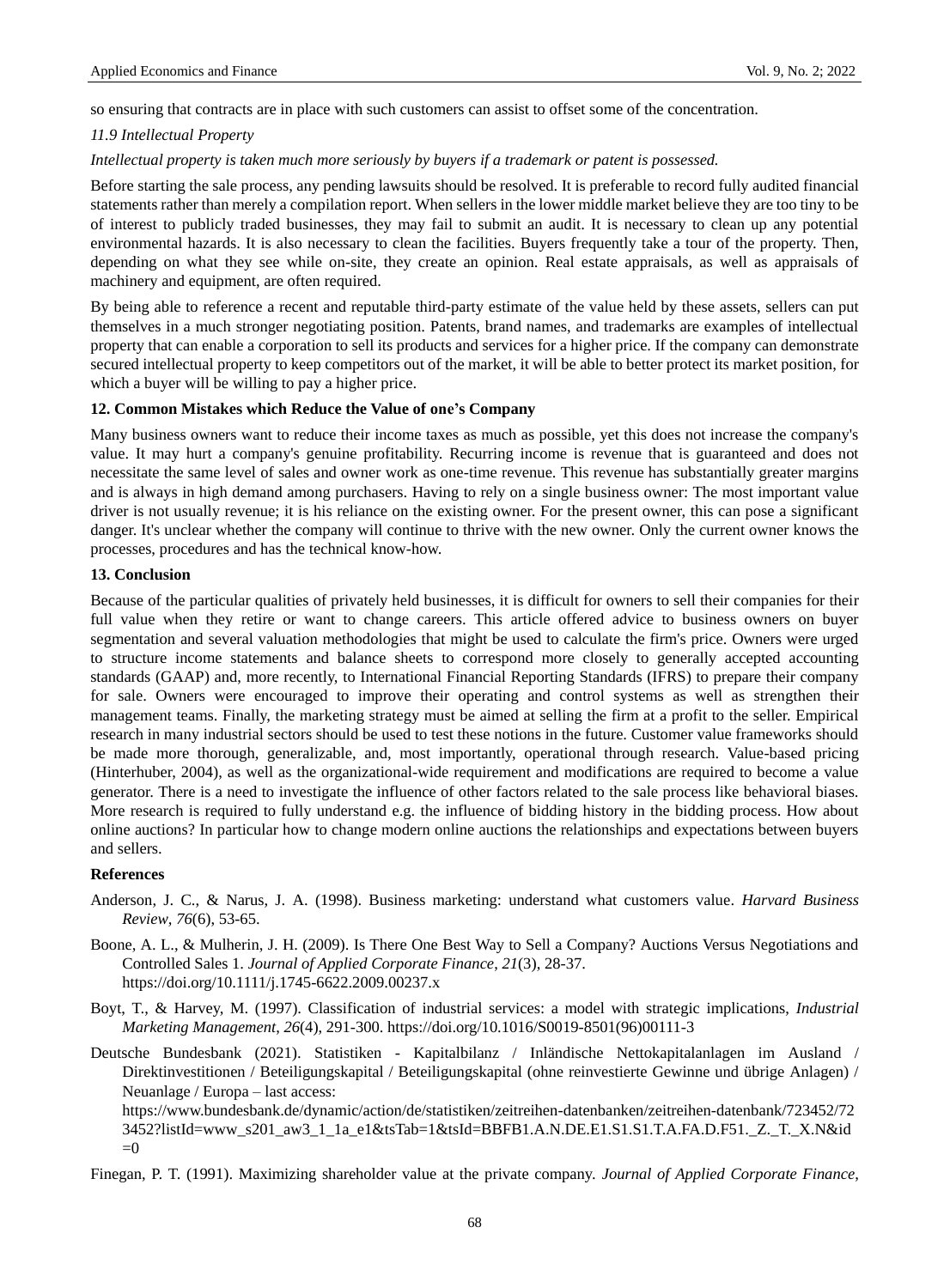so ensuring that contracts are in place with such customers can assist to offset some of the concentration.

*11.9 Intellectual Property*

*Intellectual property is taken much more seriously by buyers if a trademark or patent is possessed.*

Before starting the sale process, any pending lawsuits should be resolved. It is preferable to record fully audited financial statements rather than merely a compilation report. When sellers in the lower middle market believe they are too tiny to be of interest to publicly traded businesses, they may fail to submit an audit. It is necessary to clean up any potential environmental hazards. It is also necessary to clean the facilities. Buyers frequently take a tour of the property. Then, depending on what they see while on-site, they create an opinion. Real estate appraisals, as well as appraisals of machinery and equipment, are often required.

By being able to reference a recent and reputable third-party estimate of the value held by these assets, sellers can put themselves in a much stronger negotiating position. Patents, brand names, and trademarks are examples of intellectual property that can enable a corporation to sell its products and services for a higher price. If the company can demonstrate secured intellectual property to keep competitors out of the market, it will be able to better protect its market position, for which a buyer will be willing to pay a higher price.

## 12. Common Mistakes which Reduce the Value of one's Company

Many business owners want to reduce their income taxes as much as possible, yet this does not increase the company's value. It may hurt a company's genuine profitability. Recurring income is revenue that is guaranteed and does not necessitate the same level of sales and owner work as one-time revenue. This revenue has substantially greater margins and is always in high demand among purchasers. Having to rely on a single business owner: The most important value driver is not usually revenue; it is his reliance on the existing owner. For the present owner, this can pose a significant danger. It's unclear whether the company will continue to thrive with the new owner. Only the current owner knows the processes, procedures and has the technical know-how.

## 13. Conclusion

Because of the particular qualities of privately held businesses, it is difficult for owners to sell their companies for their full value when they retire or want to change careers. This article offered advice to business owners on buyer segmentation and several valuation methodologies that might be used to calculate the firm's price. Owners were urged to structure income statements and balance sheets to correspond more closely to generally accepted accounting standards (GAAP) and, more recently, to International Financial Reporting Standards (IFRS) to prepare their company for sale. Owners were encouraged to improve their operating and control systems as well as strengthen their management teams. Finally, the marketing strategy must be aimed at selling the firm at a profit to the seller. Empirical research in many industrial sectors should be used to test these notions in the future. Customer value frameworks should be made more thorough, generalizable, and, most importantly, operational through research. Value-based pricing (Hinterhuber, 2004), as well as the organizational-wide requirement and modifications are required to become a value generator. There is a need to investigate the influence of other factors related to the sale process like behavioral biases. More research is required to fully understand e.g. the influence of bidding history in the bidding process. How about online auctions? In particular how to change modern online auctions the relationships and expectations between buyers and sellers.

## References

Anderson, J. C., & Narus, J. A. (1998). Business marketing: understand what customers value. *Harvard Business Review*, *76*(6), 53-65.

Boone, A. L., & Mulherin, J. H. (2009). Is There One Best Way to Sell a Company? Auctions Versus Negotiations and Controlled Sales 1. *Journal of Applied Corporate Finance*, *21*(3), 28-37. https://doi.org/10.1111/j.1745-6622.2009.00237.x

Boyt, T., & Harvey, M. (1997). Classification of industrial services: a model with strategic implications, *Industrial Marketing Management*, *26*(4), 291-300. https://doi.org/10.1016/S0019-8501(96)00111-3

Deutsche Bundesbank (2021). Statistiken - Kapitalbilanz / Inländische Nettokapitalanlagen im Ausland / Direktinvestitionen / Beteiligungskapital / Beteiligungskapital (ohne reinvestierte Gewinne und übrige Anlagen) / Neuanlage / Europa – last access: https://www.bundesbank.de/dynamic/action/de/statistiken/zeitreihen-datenbanken/zeitreihen-datenbank/723452/723452?listId=www_s201_aw3_1_1a_e1&tsTab=1&tsId=BBFB1.A.N.DE.E1.S1.S1.T.A.FA.D.F51._Z._T._X.N&id=0

Finegan, P. T. (1991). Maximizing shareholder value at the private company. *Journal of Applied Corporate Finance*,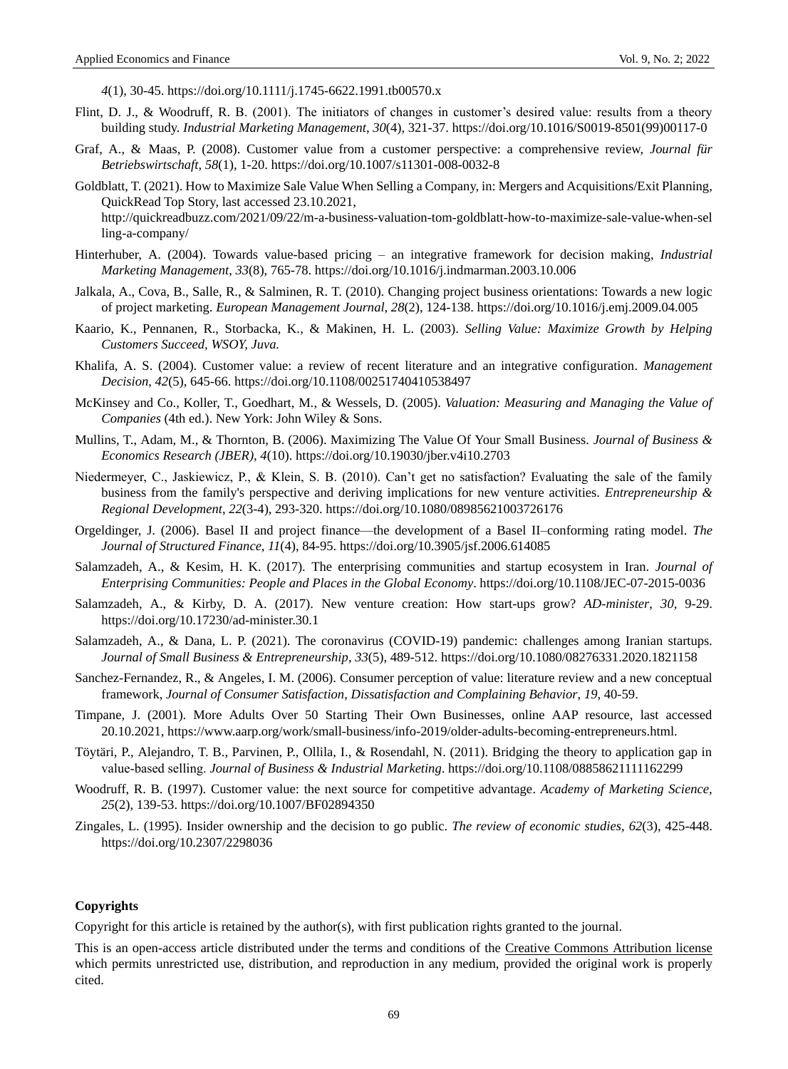*4*(1), 30-45. https://doi.org/10.1111/j.1745-6622.1991.tb00570.x

Flint, D. J., & Woodruff, R. B. (2001). The initiators of changes in customer's desired value: results from a theory building study. *Industrial Marketing Management*, *30*(4), 321-37. https://doi.org/10.1016/S0019-8501(99)00117-0

Graf, A., & Maas, P. (2008). Customer value from a customer perspective: a comprehensive review, *Journal für Betriebswirtschaft*, *58*(1), 1-20. https://doi.org/10.1007/s11301-008-0032-8

Goldblatt, T. (2021). How to Maximize Sale Value When Selling a Company, in: Mergers and Acquisitions/Exit Planning, QuickRead Top Story, last accessed 23.10.2021, http://quickreadbuzz.com/2021/09/22/m-a-business-valuation-tom-goldblatt-how-to-maximize-sale-value-when-selling-a-company/

Hinterhuber, A. (2004). Towards value-based pricing – an integrative framework for decision making, *Industrial Marketing Management*, *33*(8), 765-78. https://doi.org/10.1016/j.indmarman.2003.10.006

Jalkala, A., Cova, B., Salle, R., & Salminen, R. T. (2010). Changing project business orientations: Towards a new logic of project marketing. *European Management Journal*, *28*(2), 124-138. https://doi.org/10.1016/j.emj.2009.04.005

Kaario, K., Pennanen, R., Storbacka, K., & Makinen, H. L. (2003). *Selling Value: Maximize Growth by Helping Customers Succeed, WSOY, Juva.*

Khalifa, A. S. (2004). Customer value: a review of recent literature and an integrative configuration. *Management Decision*, *42*(5), 645-66. https://doi.org/10.1108/00251740410538497

McKinsey and Co., Koller, T., Goedhart, M., & Wessels, D. (2005). *Valuation: Measuring and Managing the Value of Companies* (4th ed.). New York: John Wiley & Sons.

Mullins, T., Adam, M., & Thornton, B. (2006). Maximizing The Value Of Your Small Business. *Journal of Business & Economics Research (JBER)*, *4*(10). https://doi.org/10.19030/jber.v4i10.2703

Niedermeyer, C., Jaskiewicz, P., & Klein, S. B. (2010). Can't get no satisfaction? Evaluating the sale of the family business from the family's perspective and deriving implications for new venture activities. *Entrepreneurship & Regional Development*, *22*(3-4), 293-320. https://doi.org/10.1080/08985621003726176

Orgeldinger, J. (2006). Basel II and project finance—the development of a Basel II–conforming rating model. *The Journal of Structured Finance*, *11*(4), 84-95. https://doi.org/10.3905/jsf.2006.614085

Salamzadeh, A., & Kesim, H. K. (2017). The enterprising communities and startup ecosystem in Iran. *Journal of Enterprising Communities: People and Places in the Global Economy*. https://doi.org/10.1108/JEC-07-2015-0036

Salamzadeh, A., & Kirby, D. A. (2017). New venture creation: How start-ups grow? *AD-minister*, *30*, 9-29. https://doi.org/10.17230/ad-minister.30.1

Salamzadeh, A., & Dana, L. P. (2021). The coronavirus (COVID-19) pandemic: challenges among Iranian startups. *Journal of Small Business & Entrepreneurship*, *33*(5), 489-512. https://doi.org/10.1080/08276331.2020.1821158

Sanchez-Fernandez, R., & Angeles, I. M. (2006). Consumer perception of value: literature review and a new conceptual framework, *Journal of Consumer Satisfaction, Dissatisfaction and Complaining Behavior*, *19*, 40-59.

Timpane, J. (2001). More Adults Over 50 Starting Their Own Businesses, online AAP resource, last accessed 20.10.2021, https://www.aarp.org/work/small-business/info-2019/older-adults-becoming-entrepreneurs.html.

Töytäri, P., Alejandro, T. B., Parvinen, P., Ollila, I., & Rosendahl, N. (2011). Bridging the theory to application gap in value-based selling. *Journal of Business & Industrial Marketing*. https://doi.org/10.1108/08858621111162299

Woodruff, R. B. (1997). Customer value: the next source for competitive advantage. *Academy of Marketing Science*, *25*(2), 139-53. https://doi.org/10.1007/BF02894350

Zingales, L. (1995). Insider ownership and the decision to go public. *The review of economic studies*, *62*(3), 425-448. https://doi.org/10.2307/2298036

**Copyrights**

Copyright for this article is retained by the author(s), with first publication rights granted to the journal.

This is an open-access article distributed under the terms and conditions of the Creative Commons Attribution license which permits unrestricted use, distribution, and reproduction in any medium, provided the original work is properly cited.